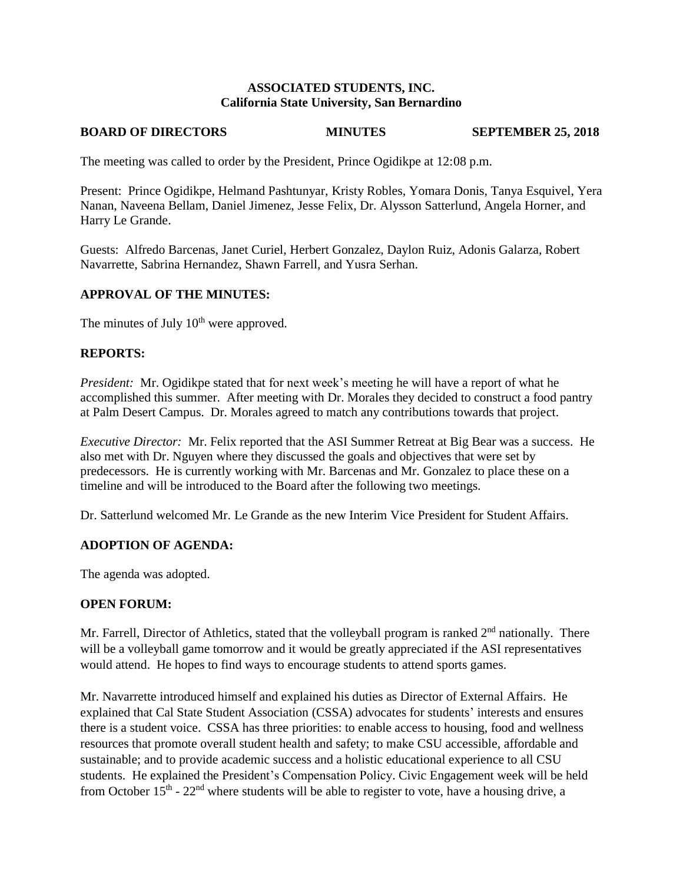**ASSOCIATED STUDENTS, INC.**
**California State University, San Bernardino**

**BOARD OF DIRECTORS MINUTES SEPTEMBER 25, 2018**

The meeting was called to order by the President, Prince Ogidikpe at 12:08 p.m.

Present: Prince Ogidikpe, Helmand Pashtunyar, Kristy Robles, Yomara Donis, Tanya Esquivel, Yera Nanan, Naveena Bellam, Daniel Jimenez, Jesse Felix, Dr. Alysson Satterlund, Angela Horner, and Harry Le Grande.

Guests: Alfredo Barcenas, Janet Curiel, Herbert Gonzalez, Daylon Ruiz, Adonis Galarza, Robert Navarrette, Sabrina Hernandez, Shawn Farrell, and Yusra Serhan.

## APPROVAL OF THE MINUTES:

The minutes of July 10th were approved.

## REPORTS:

*President:* Mr. Ogidikpe stated that for next week's meeting he will have a report of what he accomplished this summer. After meeting with Dr. Morales they decided to construct a food pantry at Palm Desert Campus. Dr. Morales agreed to match any contributions towards that project.

*Executive Director:* Mr. Felix reported that the ASI Summer Retreat at Big Bear was a success. He also met with Dr. Nguyen where they discussed the goals and objectives that were set by predecessors. He is currently working with Mr. Barcenas and Mr. Gonzalez to place these on a timeline and will be introduced to the Board after the following two meetings.

Dr. Satterlund welcomed Mr. Le Grande as the new Interim Vice President for Student Affairs.

## ADOPTION OF AGENDA:

The agenda was adopted.

## OPEN FORUM:

Mr. Farrell, Director of Athletics, stated that the volleyball program is ranked 2nd nationally. There will be a volleyball game tomorrow and it would be greatly appreciated if the ASI representatives would attend. He hopes to find ways to encourage students to attend sports games.

Mr. Navarrette introduced himself and explained his duties as Director of External Affairs. He explained that Cal State Student Association (CSSA) advocates for students' interests and ensures there is a student voice. CSSA has three priorities: to enable access to housing, food and wellness resources that promote overall student health and safety; to make CSU accessible, affordable and sustainable; and to provide academic success and a holistic educational experience to all CSU students. He explained the President's Compensation Policy. Civic Engagement week will be held from October 15th - 22nd where students will be able to register to vote, have a housing drive, a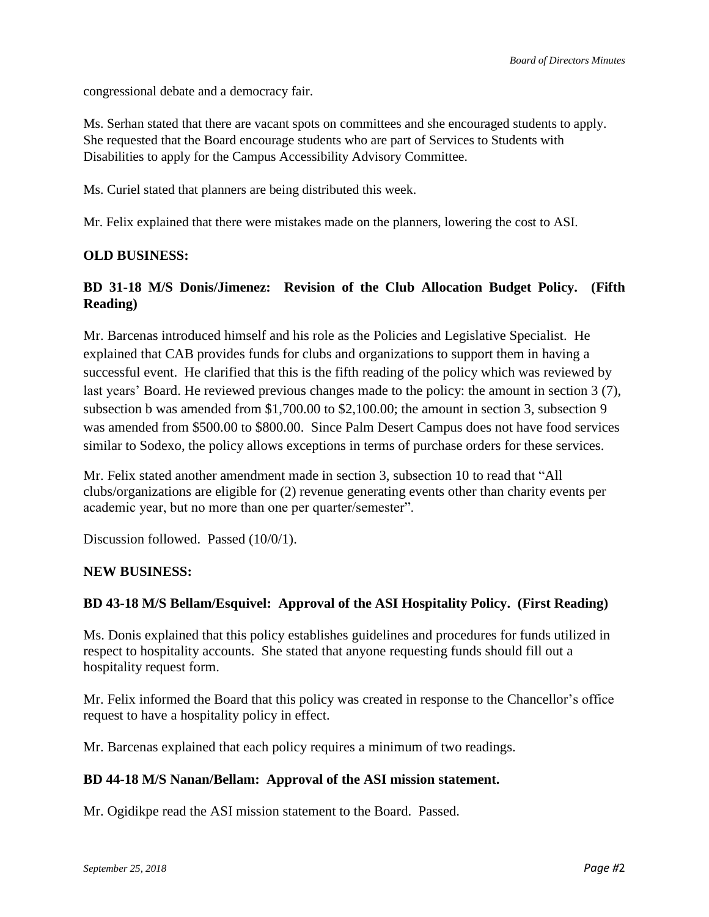congressional debate and a democracy fair.

Ms. Serhan stated that there are vacant spots on committees and she encouraged students to apply. She requested that the Board encourage students who are part of Services to Students with Disabilities to apply for the Campus Accessibility Advisory Committee.

Ms. Curiel stated that planners are being distributed this week.

Mr. Felix explained that there were mistakes made on the planners, lowering the cost to ASI.

**OLD BUSINESS:**

**BD 31-18 M/S Donis/Jimenez: Revision of the Club Allocation Budget Policy. (Fifth Reading)**

Mr. Barcenas introduced himself and his role as the Policies and Legislative Specialist. He explained that CAB provides funds for clubs and organizations to support them in having a successful event. He clarified that this is the fifth reading of the policy which was reviewed by last years' Board. He reviewed previous changes made to the policy: the amount in section 3 (7), subsection b was amended from $1,700.00 to $2,100.00; the amount in section 3, subsection 9 was amended from $500.00 to $800.00. Since Palm Desert Campus does not have food services similar to Sodexo, the policy allows exceptions in terms of purchase orders for these services.

Mr. Felix stated another amendment made in section 3, subsection 10 to read that "All clubs/organizations are eligible for (2) revenue generating events other than charity events per academic year, but no more than one per quarter/semester".

Discussion followed. Passed (10/0/1).

**NEW BUSINESS:**

**BD 43-18 M/S Bellam/Esquivel: Approval of the ASI Hospitality Policy. (First Reading)**

Ms. Donis explained that this policy establishes guidelines and procedures for funds utilized in respect to hospitality accounts. She stated that anyone requesting funds should fill out a hospitality request form.

Mr. Felix informed the Board that this policy was created in response to the Chancellor's office request to have a hospitality policy in effect.

Mr. Barcenas explained that each policy requires a minimum of two readings.

**BD 44-18 M/S Nanan/Bellam: Approval of the ASI mission statement.**

Mr. Ogidikpe read the ASI mission statement to the Board. Passed.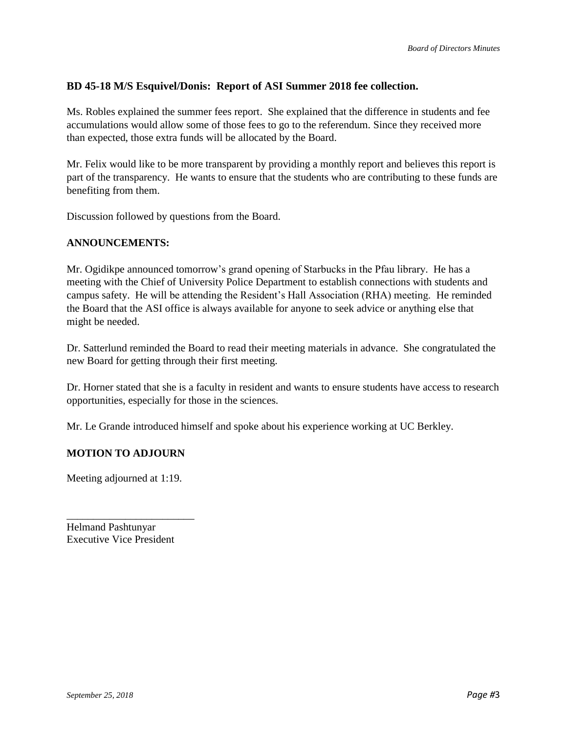**BD 45-18 M/S Esquivel/Donis: Report of ASI Summer 2018 fee collection.**

Ms. Robles explained the summer fees report. She explained that the difference in students and fee accumulations would allow some of those fees to go to the referendum. Since they received more than expected, those extra funds will be allocated by the Board.

Mr. Felix would like to be more transparent by providing a monthly report and believes this report is part of the transparency. He wants to ensure that the students who are contributing to these funds are benefiting from them.

Discussion followed by questions from the Board.

**ANNOUNCEMENTS:**

Mr. Ogidikpe announced tomorrow's grand opening of Starbucks in the Pfau library. He has a meeting with the Chief of University Police Department to establish connections with students and campus safety. He will be attending the Resident's Hall Association (RHA) meeting. He reminded the Board that the ASI office is always available for anyone to seek advice or anything else that might be needed.

Dr. Satterlund reminded the Board to read their meeting materials in advance. She congratulated the new Board for getting through their first meeting.

Dr. Horner stated that she is a faculty in resident and wants to ensure students have access to research opportunities, especially for those in the sciences.

Mr. Le Grande introduced himself and spoke about his experience working at UC Berkley.

**MOTION TO ADJOURN**

Meeting adjourned at 1:19.

________________________

Helmand Pashtunyar
Executive Vice President